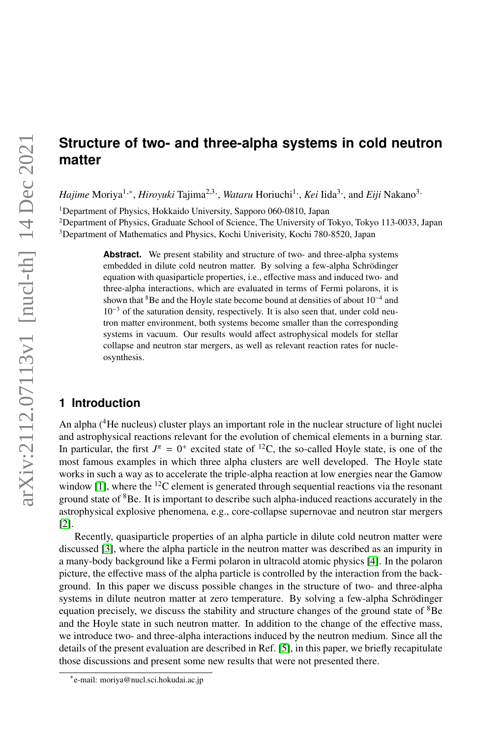# Structure of two- and three-alpha systems in cold neutron matter

*Hajime* Moriya[1,*], *Hiroyuki* Tajima[2,3], *Wataru* Horiuchi[1], *Kei* Iida[3], and *Eiji* Nakano[3]

[1]Department of Physics, Hokkaido University, Sapporo 060-0810, Japan
[2]Department of Physics, Graduate School of Science, The University of Tokyo, Tokyo 113-0033, Japan
[3]Department of Mathematics and Physics, Kochi Univeirsity, Kochi 780-8520, Japan

**Abstract.** We present stability and structure of two- and three-alpha systems embedded in dilute cold neutron matter. By solving a few-alpha Schrödinger equation with quasiparticle properties, i.e., effective mass and induced two- and three-alpha interactions, which are evaluated in terms of Fermi polarons, it is shown that $^{8}$Be and the Hoyle state become bound at densities of about $10^{-4}$ and $10^{-3}$ of the saturation density, respectively. It is also seen that, under cold neutron matter environment, both systems become smaller than the corresponding systems in vacuum. Our results would affect astrophysical models for stellar collapse and neutron star mergers, as well as relevant reaction rates for nucleosynthesis.

## 1 Introduction

An alpha ($^{4}$He nucleus) cluster plays an important role in the nuclear structure of light nuclei and astrophysical reactions relevant for the evolution of chemical elements in a burning star. In particular, the first $J^{\pi} = 0^{+}$ excited state of $^{12}$C, the so-called Hoyle state, is one of the most famous examples in which three alpha clusters are well developed. The Hoyle state works in such a way as to accelerate the triple-alpha reaction at low energies near the Gamow window [1], where the $^{12}$C element is generated through sequential reactions via the resonant ground state of $^{8}$Be. It is important to describe such alpha-induced reactions accurately in the astrophysical explosive phenomena, e.g., core-collapse supernovae and neutron star mergers [2].

Recently, quasiparticle properties of an alpha particle in dilute cold neutron matter were discussed [3], where the alpha particle in the neutron matter was described as an impurity in a many-body background like a Fermi polaron in ultracold atomic physics [4]. In the polaron picture, the effective mass of the alpha particle is controlled by the interaction from the background. In this paper we discuss possible changes in the structure of two- and three-alpha systems in dilute neutron matter at zero temperature. By solving a few-alpha Schrödinger equation precisely, we discuss the stability and structure changes of the ground state of $^{8}$Be and the Hoyle state in such neutron matter. In addition to the change of the effective mass, we introduce two- and three-alpha interactions induced by the neutron medium. Since all the details of the present evaluation are described in Ref. [5], in this paper, we briefly recapitulate those discussions and present some new results that were not presented there.

*e-mail: moriya@nucl.sci.hokudai.ac.jp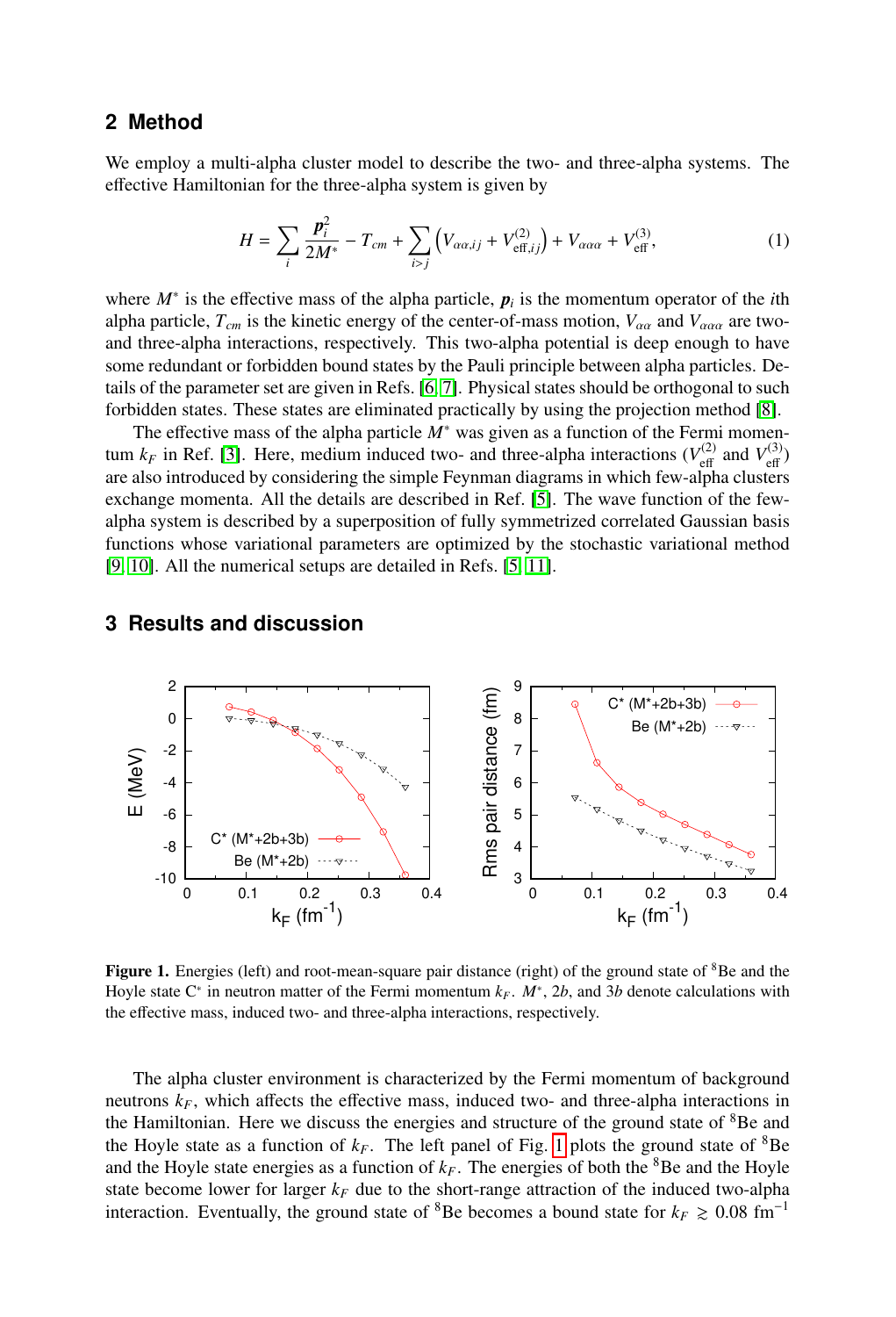## 2 Method

We employ a multi-alpha cluster model to describe the two- and three-alpha systems. The effective Hamiltonian for the three-alpha system is given by

$$H = \sum_i \frac{\boldsymbol{p}_i^2}{2M^*} - T_{cm} + \sum_{i>j}\left(V_{\alpha\alpha,ij} + V^{(2)}_{\mathrm{eff},ij}\right) + V_{\alpha\alpha\alpha} + V^{(3)}_{\mathrm{eff}}, \tag{1}$$

where $M^*$ is the effective mass of the alpha particle, $\boldsymbol{p}_i$ is the momentum operator of the $i$th alpha particle, $T_{cm}$ is the kinetic energy of the center-of-mass motion, $V_{\alpha\alpha}$ and $V_{\alpha\alpha\alpha}$ are two- and three-alpha interactions, respectively. This two-alpha potential is deep enough to have some redundant or forbidden bound states by the Pauli principle between alpha particles. Details of the parameter set are given in Refs. [6, 7]. Physical states should be orthogonal to such forbidden states. These states are eliminated practically by using the projection method [8].

The effective mass of the alpha particle $M^*$ was given as a function of the Fermi momentum $k_F$ in Ref. [3]. Here, medium induced two- and three-alpha interactions ($V^{(2)}_{\mathrm{eff}}$ and $V^{(3)}_{\mathrm{eff}}$) are also introduced by considering the simple Feynman diagrams in which few-alpha clusters exchange momenta. All the details are described in Ref. [5]. The wave function of the few-alpha system is described by a superposition of fully symmetrized correlated Gaussian basis functions whose variational parameters are optimized by the stochastic variational method [9, 10]. All the numerical setups are detailed in Refs. [5, 11].

## 3 Results and discussion

**Figure 1.** Energies (left) and root-mean-square pair distance (right) of the ground state of $^8$Be and the Hoyle state C$^*$ in neutron matter of the Fermi momentum $k_F$. $M^*$, $2b$, and $3b$ denote calculations with the effective mass, induced two- and three-alpha interactions, respectively.

The alpha cluster environment is characterized by the Fermi momentum of background neutrons $k_F$, which affects the effective mass, induced two- and three-alpha interactions in the Hamiltonian. Here we discuss the energies and structure of the ground state of $^8$Be and the Hoyle state as a function of $k_F$. The left panel of Fig. 1 plots the ground state of $^8$Be and the Hoyle state energies as a function of $k_F$. The energies of both the $^8$Be and the Hoyle state become lower for larger $k_F$ due to the short-range attraction of the induced two-alpha interaction. Eventually, the ground state of $^8$Be becomes a bound state for $k_F \gtrsim 0.08$ fm$^{-1}$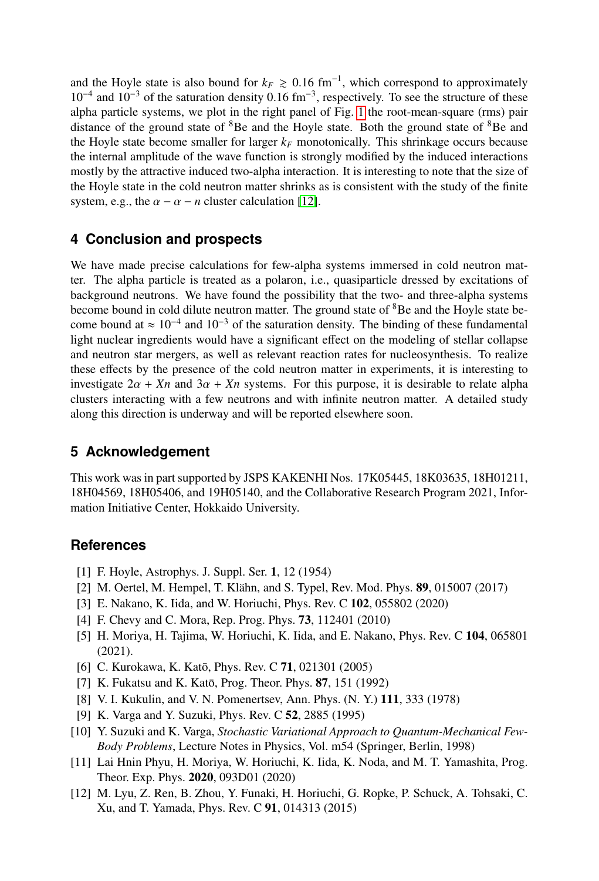and the Hoyle state is also bound for $k_F \gtrsim 0.16$ fm$^{-1}$, which correspond to approximately $10^{-4}$ and $10^{-3}$ of the saturation density 0.16 fm$^{-3}$, respectively. To see the structure of these alpha particle systems, we plot in the right panel of Fig. 1 the root-mean-square (rms) pair distance of the ground state of $^8$Be and the Hoyle state. Both the ground state of $^8$Be and the Hoyle state become smaller for larger $k_F$ monotonically. This shrinkage occurs because the internal amplitude of the wave function is strongly modified by the induced interactions mostly by the attractive induced two-alpha interaction. It is interesting to note that the size of the Hoyle state in the cold neutron matter shrinks as is consistent with the study of the finite system, e.g., the $\alpha - \alpha - n$ cluster calculation [12].

## 4 Conclusion and prospects

We have made precise calculations for few-alpha systems immersed in cold neutron matter. The alpha particle is treated as a polaron, i.e., quasiparticle dressed by excitations of background neutrons. We have found the possibility that the two- and three-alpha systems become bound in cold dilute neutron matter. The ground state of $^8$Be and the Hoyle state become bound at $\approx 10^{-4}$ and $10^{-3}$ of the saturation density. The binding of these fundamental light nuclear ingredients would have a significant effect on the modeling of stellar collapse and neutron star mergers, as well as relevant reaction rates for nucleosynthesis. To realize these effects by the presence of the cold neutron matter in experiments, it is interesting to investigate $2\alpha + Xn$ and $3\alpha + Xn$ systems. For this purpose, it is desirable to relate alpha clusters interacting with a few neutrons and with infinite neutron matter. A detailed study along this direction is underway and will be reported elsewhere soon.

## 5 Acknowledgement

This work was in part supported by JSPS KAKENHI Nos. 17K05445, 18K03635, 18H01211, 18H04569, 18H05406, and 19H05140, and the Collaborative Research Program 2021, Information Initiative Center, Hokkaido University.

## References

[1] F. Hoyle, Astrophys. J. Suppl. Ser. **1**, 12 (1954)

[2] M. Oertel, M. Hempel, T. Klähn, and S. Typel, Rev. Mod. Phys. **89**, 015007 (2017)

[3] E. Nakano, K. Iida, and W. Horiuchi, Phys. Rev. C **102**, 055802 (2020)

[4] F. Chevy and C. Mora, Rep. Prog. Phys. **73**, 112401 (2010)

[5] H. Moriya, H. Tajima, W. Horiuchi, K. Iida, and E. Nakano, Phys. Rev. C **104**, 065801 (2021).

[6] C. Kurokawa, K. Katō, Phys. Rev. C **71**, 021301 (2005)

[7] K. Fukatsu and K. Katō, Prog. Theor. Phys. **87**, 151 (1992)

[8] V. I. Kukulin, and V. N. Pomenertsev, Ann. Phys. (N. Y.) **111**, 333 (1978)

[9] K. Varga and Y. Suzuki, Phys. Rev. C **52**, 2885 (1995)

[10] Y. Suzuki and K. Varga, *Stochastic Variational Approach to Quantum-Mechanical Few-Body Problems*, Lecture Notes in Physics, Vol. m54 (Springer, Berlin, 1998)

[11] Lai Hnin Phyu, H. Moriya, W. Horiuchi, K. Iida, K. Noda, and M. T. Yamashita, Prog. Theor. Exp. Phys. **2020**, 093D01 (2020)

[12] M. Lyu, Z. Ren, B. Zhou, Y. Funaki, H. Horiuchi, G. Ropke, P. Schuck, A. Tohsaki, C. Xu, and T. Yamada, Phys. Rev. C **91**, 014313 (2015)